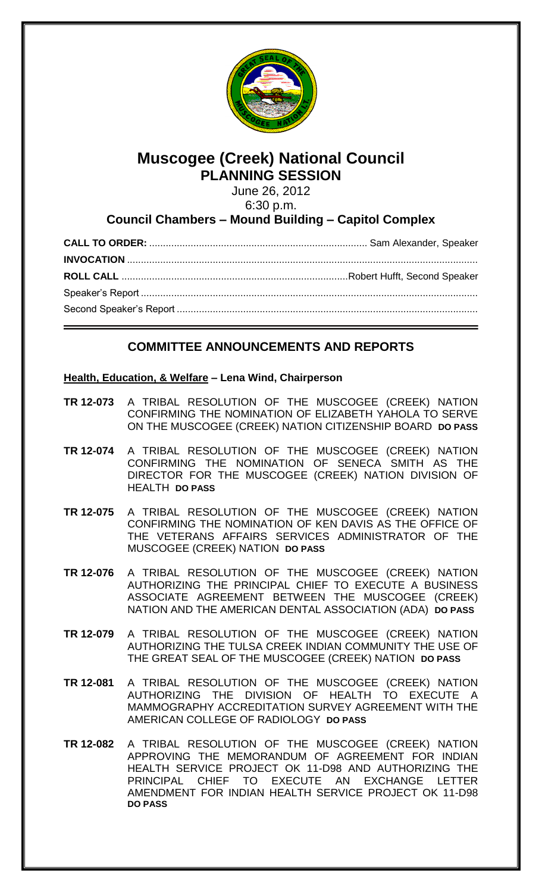# Muscogee (Creek) National Council
## PLANNING SESSION

June 26, 2012
6:30 p.m.

### Council Chambers – Mound Building – Capitol Complex

**CALL TO ORDER:** .............................................................................. Sam Alexander, Speaker
**INVOCATION** ..............................................................................................................................
**ROLL CALL** .................................................................................Robert Hufft, Second Speaker
Speaker's Report ...........................................................................................................................
Second Speaker's Report ...............................................................................................................

## COMMITTEE ANNOUNCEMENTS AND REPORTS

**Health, Education, & Welfare – Lena Wind, Chairperson**

**TR 12-073** A TRIBAL RESOLUTION OF THE MUSCOGEE (CREEK) NATION CONFIRMING THE NOMINATION OF ELIZABETH YAHOLA TO SERVE ON THE MUSCOGEE (CREEK) NATION CITIZENSHIP BOARD **DO PASS**

**TR 12-074** A TRIBAL RESOLUTION OF THE MUSCOGEE (CREEK) NATION CONFIRMING THE NOMINATION OF SENECA SMITH AS THE DIRECTOR FOR THE MUSCOGEE (CREEK) NATION DIVISION OF HEALTH **DO PASS**

**TR 12-075** A TRIBAL RESOLUTION OF THE MUSCOGEE (CREEK) NATION CONFIRMING THE NOMINATION OF KEN DAVIS AS THE OFFICE OF THE VETERANS AFFAIRS SERVICES ADMINISTRATOR OF THE MUSCOGEE (CREEK) NATION **DO PASS**

**TR 12-076** A TRIBAL RESOLUTION OF THE MUSCOGEE (CREEK) NATION AUTHORIZING THE PRINCIPAL CHIEF TO EXECUTE A BUSINESS ASSOCIATE AGREEMENT BETWEEN THE MUSCOGEE (CREEK) NATION AND THE AMERICAN DENTAL ASSOCIATION (ADA) **DO PASS**

**TR 12-079** A TRIBAL RESOLUTION OF THE MUSCOGEE (CREEK) NATION AUTHORIZING THE TULSA CREEK INDIAN COMMUNITY THE USE OF THE GREAT SEAL OF THE MUSCOGEE (CREEK) NATION **DO PASS**

**TR 12-081** A TRIBAL RESOLUTION OF THE MUSCOGEE (CREEK) NATION AUTHORIZING THE DIVISION OF HEALTH TO EXECUTE A MAMMOGRAPHY ACCREDITATION SURVEY AGREEMENT WITH THE AMERICAN COLLEGE OF RADIOLOGY **DO PASS**

**TR 12-082** A TRIBAL RESOLUTION OF THE MUSCOGEE (CREEK) NATION APPROVING THE MEMORANDUM OF AGREEMENT FOR INDIAN HEALTH SERVICE PROJECT OK 11-D98 AND AUTHORIZING THE PRINCIPAL CHIEF TO EXECUTE AN EXCHANGE LETTER AMENDMENT FOR INDIAN HEALTH SERVICE PROJECT OK 11-D98 **DO PASS**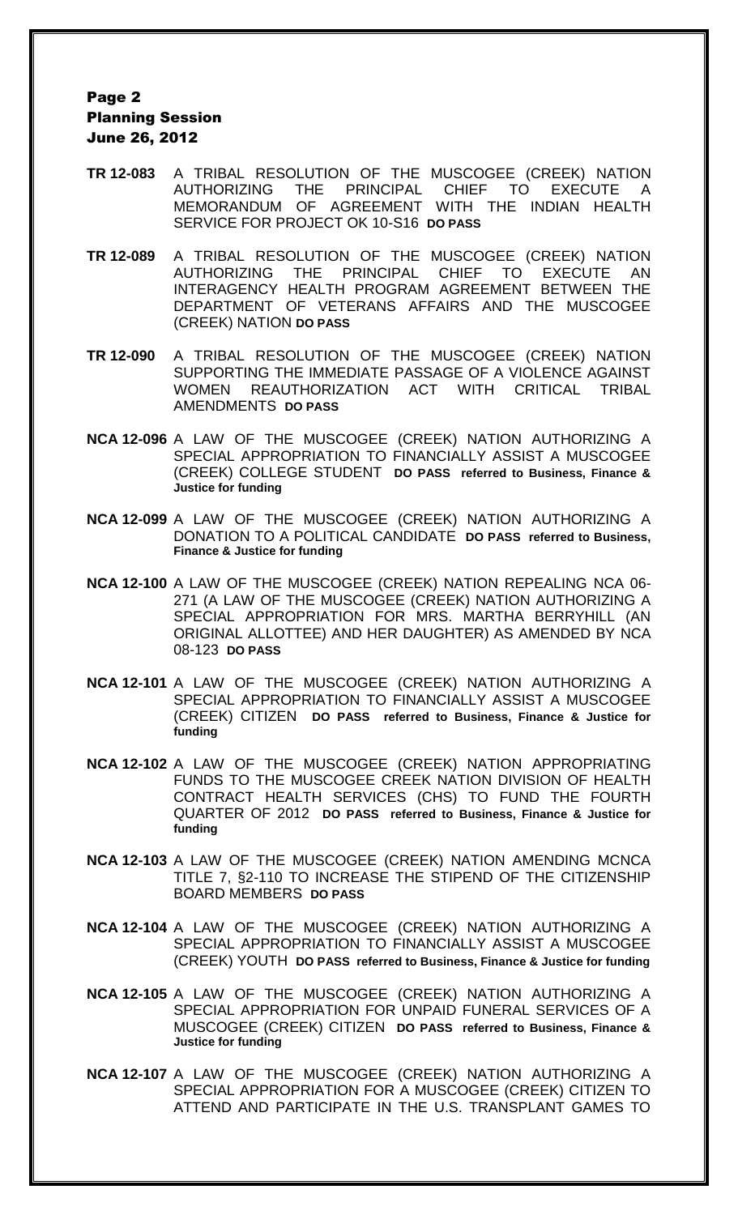**TR 12-083** A TRIBAL RESOLUTION OF THE MUSCOGEE (CREEK) NATION AUTHORIZING THE PRINCIPAL CHIEF TO EXECUTE A MEMORANDUM OF AGREEMENT WITH THE INDIAN HEALTH SERVICE FOR PROJECT OK 10-S16 **DO PASS**

**TR 12-089** A TRIBAL RESOLUTION OF THE MUSCOGEE (CREEK) NATION AUTHORIZING THE PRINCIPAL CHIEF TO EXECUTE AN INTERAGENCY HEALTH PROGRAM AGREEMENT BETWEEN THE DEPARTMENT OF VETERANS AFFAIRS AND THE MUSCOGEE (CREEK) NATION **DO PASS**

**TR 12-090** A TRIBAL RESOLUTION OF THE MUSCOGEE (CREEK) NATION SUPPORTING THE IMMEDIATE PASSAGE OF A VIOLENCE AGAINST WOMEN REAUTHORIZATION ACT WITH CRITICAL TRIBAL AMENDMENTS **DO PASS**

**NCA 12-096** A LAW OF THE MUSCOGEE (CREEK) NATION AUTHORIZING A SPECIAL APPROPRIATION TO FINANCIALLY ASSIST A MUSCOGEE (CREEK) COLLEGE STUDENT **DO PASS referred to Business, Finance & Justice for funding**

**NCA 12-099** A LAW OF THE MUSCOGEE (CREEK) NATION AUTHORIZING A DONATION TO A POLITICAL CANDIDATE **DO PASS referred to Business, Finance & Justice for funding**

**NCA 12-100** A LAW OF THE MUSCOGEE (CREEK) NATION REPEALING NCA 06-271 (A LAW OF THE MUSCOGEE (CREEK) NATION AUTHORIZING A SPECIAL APPROPRIATION FOR MRS. MARTHA BERRYHILL (AN ORIGINAL ALLOTTEE) AND HER DAUGHTER) AS AMENDED BY NCA 08-123 **DO PASS**

**NCA 12-101** A LAW OF THE MUSCOGEE (CREEK) NATION AUTHORIZING A SPECIAL APPROPRIATION TO FINANCIALLY ASSIST A MUSCOGEE (CREEK) CITIZEN **DO PASS referred to Business, Finance & Justice for funding**

**NCA 12-102** A LAW OF THE MUSCOGEE (CREEK) NATION APPROPRIATING FUNDS TO THE MUSCOGEE CREEK NATION DIVISION OF HEALTH CONTRACT HEALTH SERVICES (CHS) TO FUND THE FOURTH QUARTER OF 2012 **DO PASS referred to Business, Finance & Justice for funding**

**NCA 12-103** A LAW OF THE MUSCOGEE (CREEK) NATION AMENDING MCNCA TITLE 7, §2-110 TO INCREASE THE STIPEND OF THE CITIZENSHIP BOARD MEMBERS **DO PASS**

**NCA 12-104** A LAW OF THE MUSCOGEE (CREEK) NATION AUTHORIZING A SPECIAL APPROPRIATION TO FINANCIALLY ASSIST A MUSCOGEE (CREEK) YOUTH **DO PASS referred to Business, Finance & Justice for funding**

**NCA 12-105** A LAW OF THE MUSCOGEE (CREEK) NATION AUTHORIZING A SPECIAL APPROPRIATION FOR UNPAID FUNERAL SERVICES OF A MUSCOGEE (CREEK) CITIZEN **DO PASS referred to Business, Finance & Justice for funding**

**NCA 12-107** A LAW OF THE MUSCOGEE (CREEK) NATION AUTHORIZING A SPECIAL APPROPRIATION FOR A MUSCOGEE (CREEK) CITIZEN TO ATTEND AND PARTICIPATE IN THE U.S. TRANSPLANT GAMES TO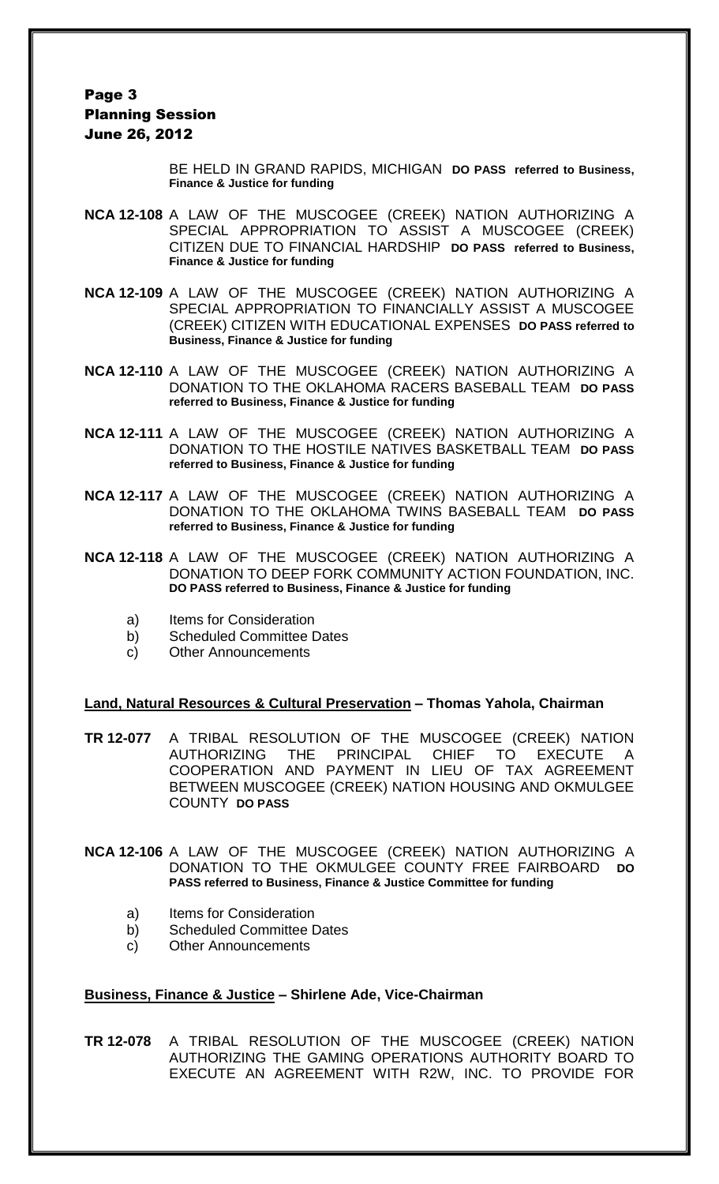BE HELD IN GRAND RAPIDS, MICHIGAN **DO PASS referred to Business, Finance & Justice for funding**

**NCA 12-108** A LAW OF THE MUSCOGEE (CREEK) NATION AUTHORIZING A SPECIAL APPROPRIATION TO ASSIST A MUSCOGEE (CREEK) CITIZEN DUE TO FINANCIAL HARDSHIP **DO PASS referred to Business, Finance & Justice for funding**

**NCA 12-109** A LAW OF THE MUSCOGEE (CREEK) NATION AUTHORIZING A SPECIAL APPROPRIATION TO FINANCIALLY ASSIST A MUSCOGEE (CREEK) CITIZEN WITH EDUCATIONAL EXPENSES **DO PASS referred to Business, Finance & Justice for funding**

**NCA 12-110** A LAW OF THE MUSCOGEE (CREEK) NATION AUTHORIZING A DONATION TO THE OKLAHOMA RACERS BASEBALL TEAM **DO PASS referred to Business, Finance & Justice for funding**

**NCA 12-111** A LAW OF THE MUSCOGEE (CREEK) NATION AUTHORIZING A DONATION TO THE HOSTILE NATIVES BASKETBALL TEAM **DO PASS referred to Business, Finance & Justice for funding**

**NCA 12-117** A LAW OF THE MUSCOGEE (CREEK) NATION AUTHORIZING A DONATION TO THE OKLAHOMA TWINS BASEBALL TEAM **DO PASS referred to Business, Finance & Justice for funding**

**NCA 12-118** A LAW OF THE MUSCOGEE (CREEK) NATION AUTHORIZING A DONATION TO DEEP FORK COMMUNITY ACTION FOUNDATION, INC. **DO PASS referred to Business, Finance & Justice for funding**

a) Items for Consideration
b) Scheduled Committee Dates
c) Other Announcements

**Land, Natural Resources & Cultural Preservation – Thomas Yahola, Chairman**

**TR 12-077** A TRIBAL RESOLUTION OF THE MUSCOGEE (CREEK) NATION AUTHORIZING THE PRINCIPAL CHIEF TO EXECUTE A COOPERATION AND PAYMENT IN LIEU OF TAX AGREEMENT BETWEEN MUSCOGEE (CREEK) NATION HOUSING AND OKMULGEE COUNTY **DO PASS**

**NCA 12-106** A LAW OF THE MUSCOGEE (CREEK) NATION AUTHORIZING A DONATION TO THE OKMULGEE COUNTY FREE FAIRBOARD **DO PASS referred to Business, Finance & Justice Committee for funding**

a) Items for Consideration
b) Scheduled Committee Dates
c) Other Announcements

**Business, Finance & Justice – Shirlene Ade, Vice-Chairman**

**TR 12-078** A TRIBAL RESOLUTION OF THE MUSCOGEE (CREEK) NATION AUTHORIZING THE GAMING OPERATIONS AUTHORITY BOARD TO EXECUTE AN AGREEMENT WITH R2W, INC. TO PROVIDE FOR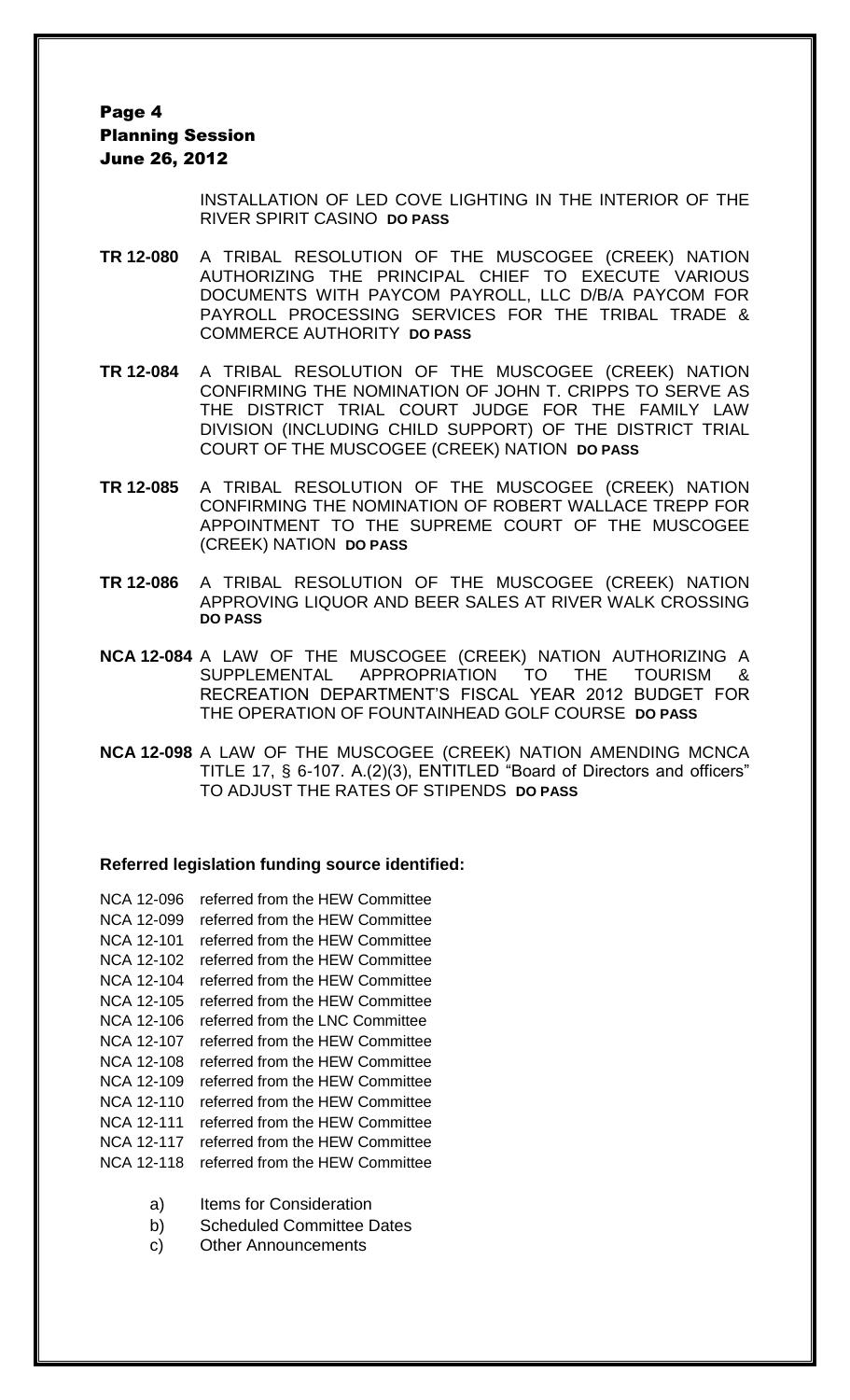INSTALLATION OF LED COVE LIGHTING IN THE INTERIOR OF THE RIVER SPIRIT CASINO **DO PASS**

**TR 12-080** A TRIBAL RESOLUTION OF THE MUSCOGEE (CREEK) NATION AUTHORIZING THE PRINCIPAL CHIEF TO EXECUTE VARIOUS DOCUMENTS WITH PAYCOM PAYROLL, LLC D/B/A PAYCOM FOR PAYROLL PROCESSING SERVICES FOR THE TRIBAL TRADE & COMMERCE AUTHORITY **DO PASS**

**TR 12-084** A TRIBAL RESOLUTION OF THE MUSCOGEE (CREEK) NATION CONFIRMING THE NOMINATION OF JOHN T. CRIPPS TO SERVE AS THE DISTRICT TRIAL COURT JUDGE FOR THE FAMILY LAW DIVISION (INCLUDING CHILD SUPPORT) OF THE DISTRICT TRIAL COURT OF THE MUSCOGEE (CREEK) NATION **DO PASS**

**TR 12-085** A TRIBAL RESOLUTION OF THE MUSCOGEE (CREEK) NATION CONFIRMING THE NOMINATION OF ROBERT WALLACE TREPP FOR APPOINTMENT TO THE SUPREME COURT OF THE MUSCOGEE (CREEK) NATION **DO PASS**

**TR 12-086** A TRIBAL RESOLUTION OF THE MUSCOGEE (CREEK) NATION APPROVING LIQUOR AND BEER SALES AT RIVER WALK CROSSING **DO PASS**

**NCA 12-084** A LAW OF THE MUSCOGEE (CREEK) NATION AUTHORIZING A SUPPLEMENTAL APPROPRIATION TO THE TOURISM & RECREATION DEPARTMENT'S FISCAL YEAR 2012 BUDGET FOR THE OPERATION OF FOUNTAINHEAD GOLF COURSE **DO PASS**

**NCA 12-098** A LAW OF THE MUSCOGEE (CREEK) NATION AMENDING MCNCA TITLE 17, § 6-107. A.(2)(3), ENTITLED "Board of Directors and officers" TO ADJUST THE RATES OF STIPENDS **DO PASS**

**Referred legislation funding source identified:**

NCA 12-096 referred from the HEW Committee
NCA 12-099 referred from the HEW Committee
NCA 12-101 referred from the HEW Committee
NCA 12-102 referred from the HEW Committee
NCA 12-104 referred from the HEW Committee
NCA 12-105 referred from the HEW Committee
NCA 12-106 referred from the LNC Committee
NCA 12-107 referred from the HEW Committee
NCA 12-108 referred from the HEW Committee
NCA 12-109 referred from the HEW Committee
NCA 12-110 referred from the HEW Committee
NCA 12-111 referred from the HEW Committee
NCA 12-117 referred from the HEW Committee
NCA 12-118 referred from the HEW Committee

a) Items for Consideration
b) Scheduled Committee Dates
c) Other Announcements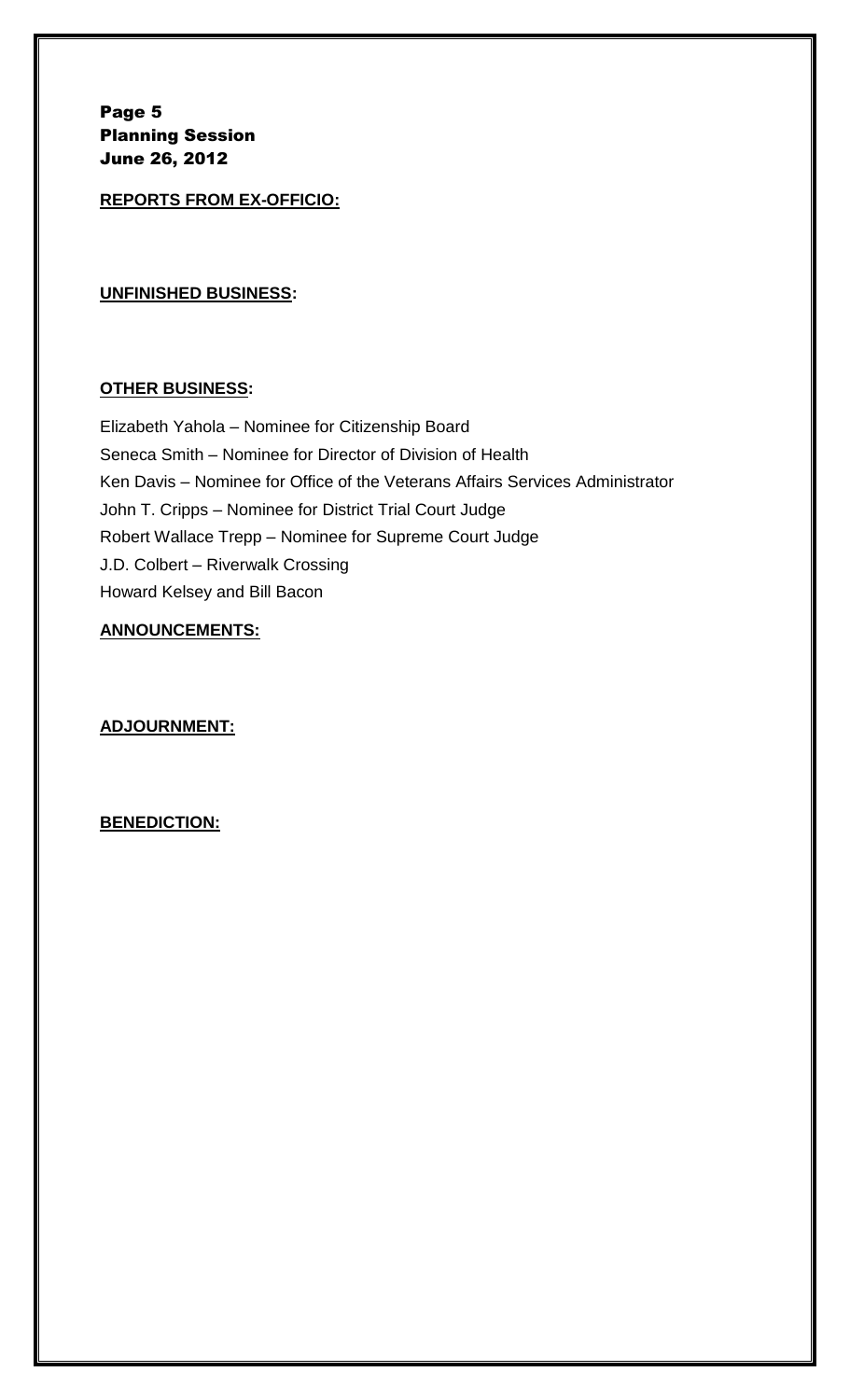**REPORTS FROM EX-OFFICIO:**

**UNFINISHED BUSINESS:**

**OTHER BUSINESS:**

Elizabeth Yahola – Nominee for Citizenship Board
Seneca Smith – Nominee for Director of Division of Health
Ken Davis – Nominee for Office of the Veterans Affairs Services Administrator
John T. Cripps – Nominee for District Trial Court Judge
Robert Wallace Trepp – Nominee for Supreme Court Judge
J.D. Colbert – Riverwalk Crossing
Howard Kelsey and Bill Bacon

**ANNOUNCEMENTS:**

**ADJOURNMENT:**

**BENEDICTION:**